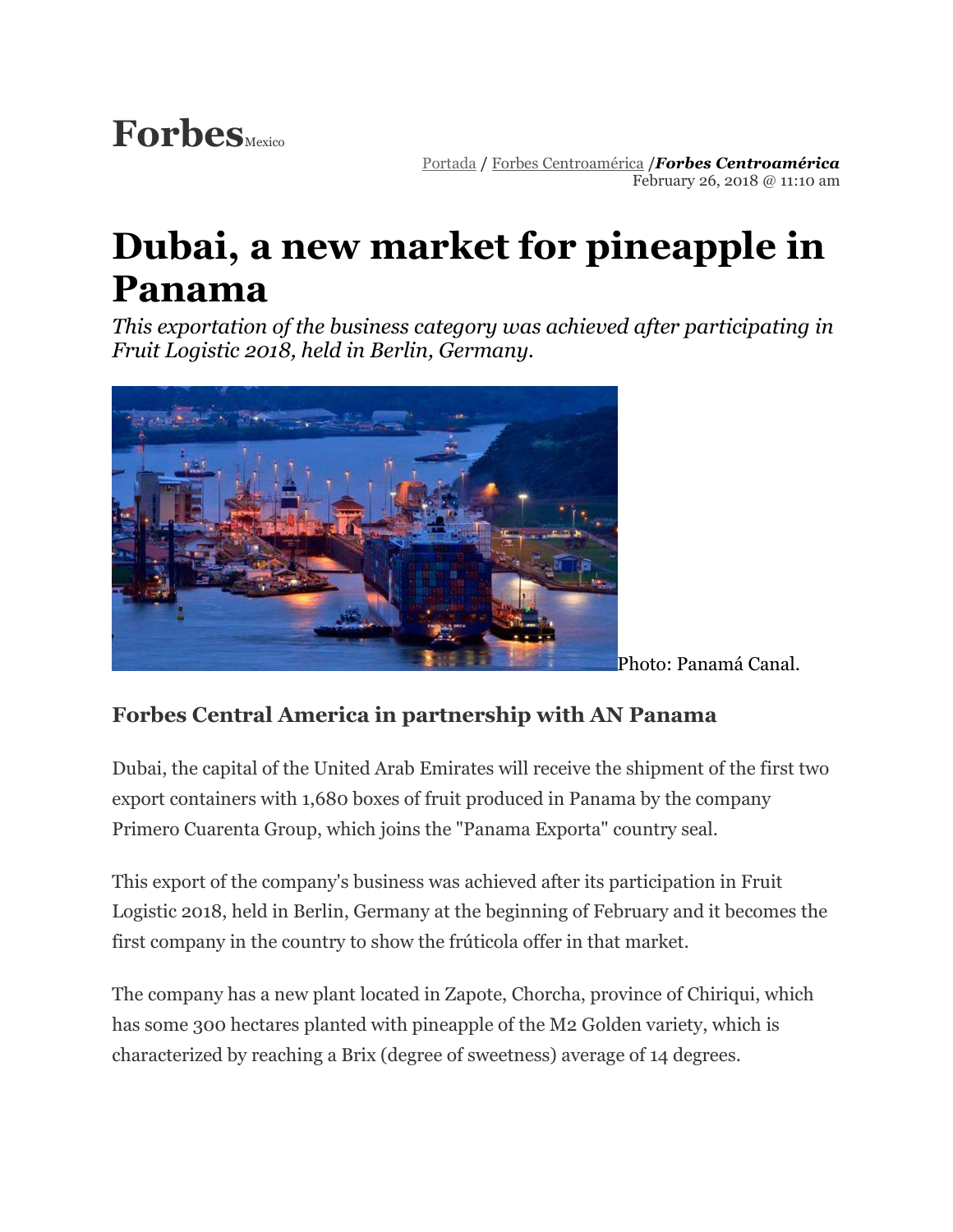**Forbes**Mexico

Portada / Forbes Centroamérica /***Forbes Centroamérica***
February 26, 2018 @ 11:10 am

# Dubai, a new market for pineapple in Panama

*This exportation of the business category was achieved after participating in Fruit Logistic 2018, held in Berlin, Germany.*

Photo: Panamá Canal.

### Forbes Central America in partnership with AN Panama

Dubai, the capital of the United Arab Emirates will receive the shipment of the first two export containers with 1,680 boxes of fruit produced in Panama by the company Primero Cuarenta Group, which joins the "Panama Exporta" country seal.

This export of the company's business was achieved after its participation in Fruit Logistic 2018, held in Berlin, Germany at the beginning of February and it becomes the first company in the country to show the frúticola offer in that market.

The company has a new plant located in Zapote, Chorcha, province of Chiriqui, which has some 300 hectares planted with pineapple of the M2 Golden variety, which is characterized by reaching a Brix (degree of sweetness) average of 14 degrees.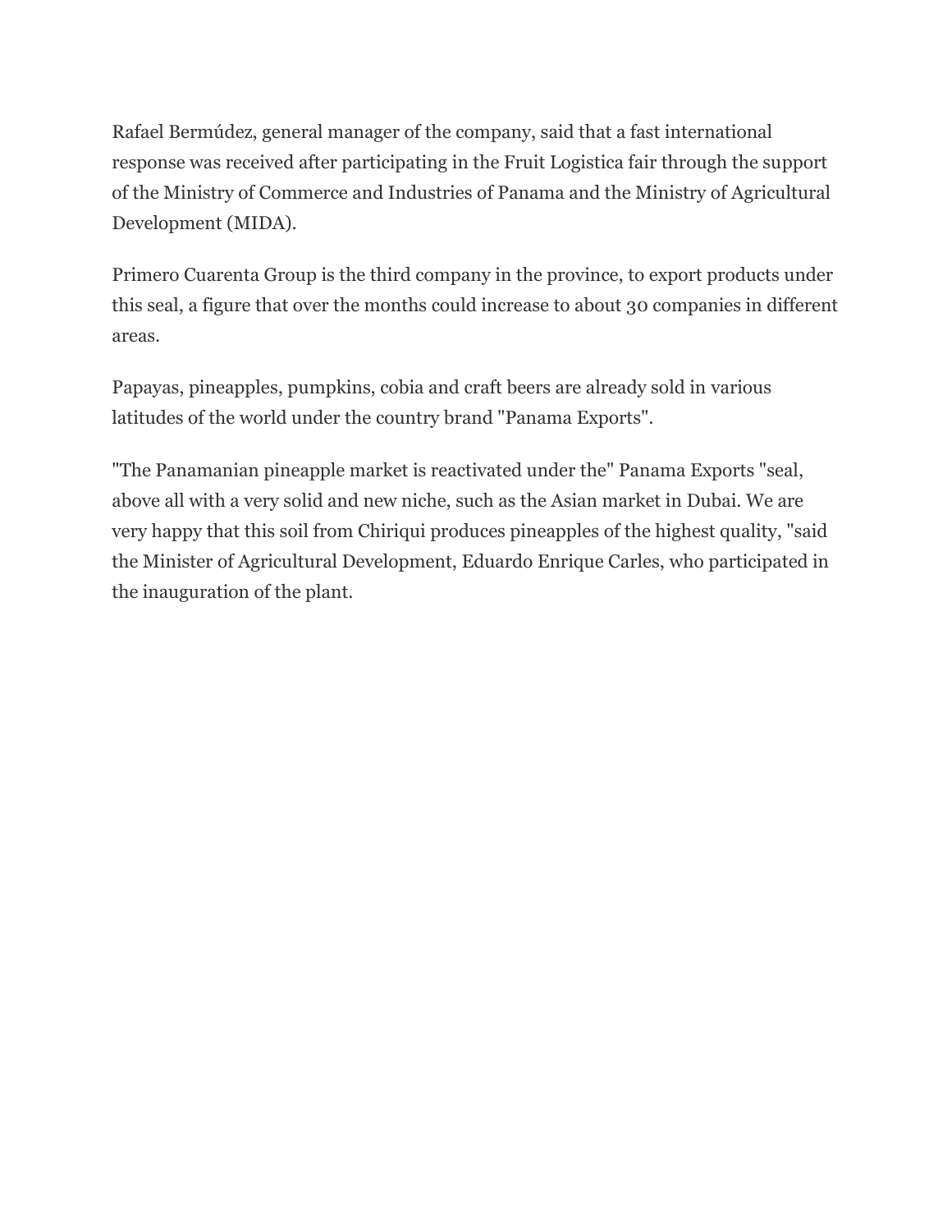Rafael Bermúdez, general manager of the company, said that a fast international response was received after participating in the Fruit Logistica fair through the support of the Ministry of Commerce and Industries of Panama and the Ministry of Agricultural Development (MIDA).

Primero Cuarenta Group is the third company in the province, to export products under this seal, a figure that over the months could increase to about 30 companies in different areas.

Papayas, pineapples, pumpkins, cobia and craft beers are already sold in various latitudes of the world under the country brand "Panama Exports".

"The Panamanian pineapple market is reactivated under the" Panama Exports "seal, above all with a very solid and new niche, such as the Asian market in Dubai. We are very happy that this soil from Chiriqui produces pineapples of the highest quality, "said the Minister of Agricultural Development, Eduardo Enrique Carles, who participated in the inauguration of the plant.